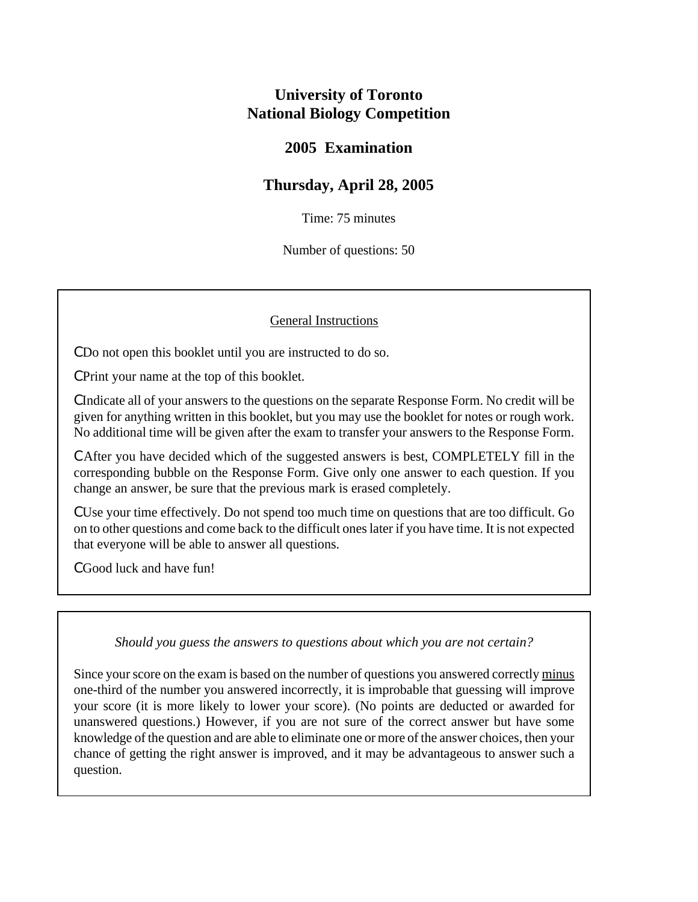# University of Toronto
# National Biology Competition

## 2005 Examination

## Thursday, April 28, 2005

Time: 75 minutes

Number of questions: 50

General Instructions

- Do not open this booklet until you are instructed to do so.
- Print your name at the top of this booklet.
- Indicate all of your answers to the questions on the separate Response Form. No credit will be given for anything written in this booklet, but you may use the booklet for notes or rough work. No additional time will be given after the exam to transfer your answers to the Response Form.
- After you have decided which of the suggested answers is best, COMPLETELY fill in the corresponding bubble on the Response Form. Give only one answer to each question. If you change an answer, be sure that the previous mark is erased completely.
- Use your time effectively. Do not spend too much time on questions that are too difficult. Go on to other questions and come back to the difficult ones later if you have time. It is not expected that everyone will be able to answer all questions.
- Good luck and have fun!

*Should you guess the answers to questions about which you are not certain?*

Since your score on the exam is based on the number of questions you answered correctly minus one-third of the number you answered incorrectly, it is improbable that guessing will improve your score (it is more likely to lower your score). (No points are deducted or awarded for unanswered questions.) However, if you are not sure of the correct answer but have some knowledge of the question and are able to eliminate one or more of the answer choices, then your chance of getting the right answer is improved, and it may be advantageous to answer such a question.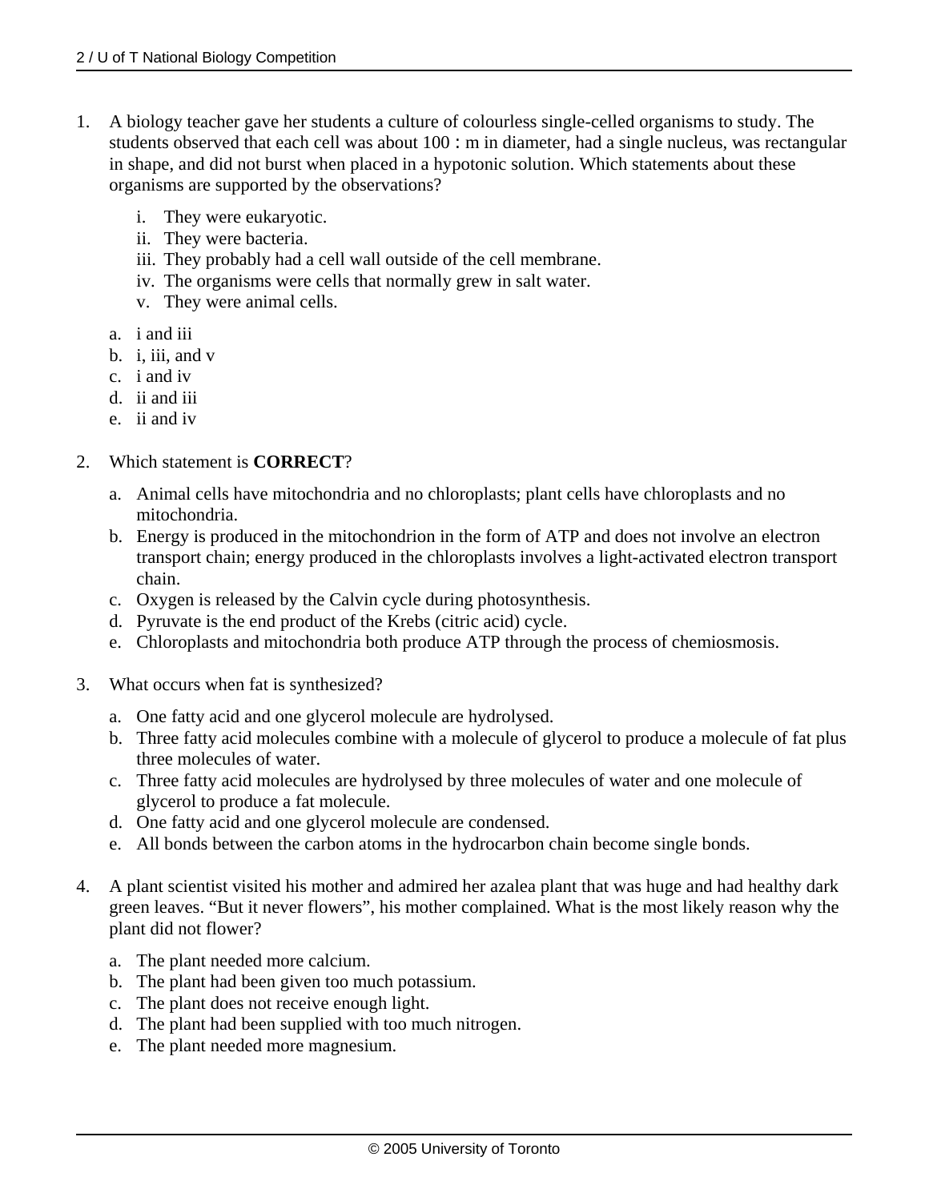1. A biology teacher gave her students a culture of colourless single-celled organisms to study. The students observed that each cell was about 100 : m in diameter, had a single nucleus, was rectangular in shape, and did not burst when placed in a hypotonic solution. Which statements about these organisms are supported by the observations?

   i. They were eukaryotic.
   ii. They were bacteria.
   iii. They probably had a cell wall outside of the cell membrane.
   iv. The organisms were cells that normally grew in salt water.
   v. They were animal cells.

   a. i and iii
   b. i, iii, and v
   c. i and iv
   d. ii and iii
   e. ii and iv

2. Which statement is **CORRECT**?

   a. Animal cells have mitochondria and no chloroplasts; plant cells have chloroplasts and no mitochondria.
   b. Energy is produced in the mitochondrion in the form of ATP and does not involve an electron transport chain; energy produced in the chloroplasts involves a light-activated electron transport chain.
   c. Oxygen is released by the Calvin cycle during photosynthesis.
   d. Pyruvate is the end product of the Krebs (citric acid) cycle.
   e. Chloroplasts and mitochondria both produce ATP through the process of chemiosmosis.

3. What occurs when fat is synthesized?

   a. One fatty acid and one glycerol molecule are hydrolysed.
   b. Three fatty acid molecules combine with a molecule of glycerol to produce a molecule of fat plus three molecules of water.
   c. Three fatty acid molecules are hydrolysed by three molecules of water and one molecule of glycerol to produce a fat molecule.
   d. One fatty acid and one glycerol molecule are condensed.
   e. All bonds between the carbon atoms in the hydrocarbon chain become single bonds.

4. A plant scientist visited his mother and admired her azalea plant that was huge and had healthy dark green leaves. "But it never flowers", his mother complained. What is the most likely reason why the plant did not flower?

   a. The plant needed more calcium.
   b. The plant had been given too much potassium.
   c. The plant does not receive enough light.
   d. The plant had been supplied with too much nitrogen.
   e. The plant needed more magnesium.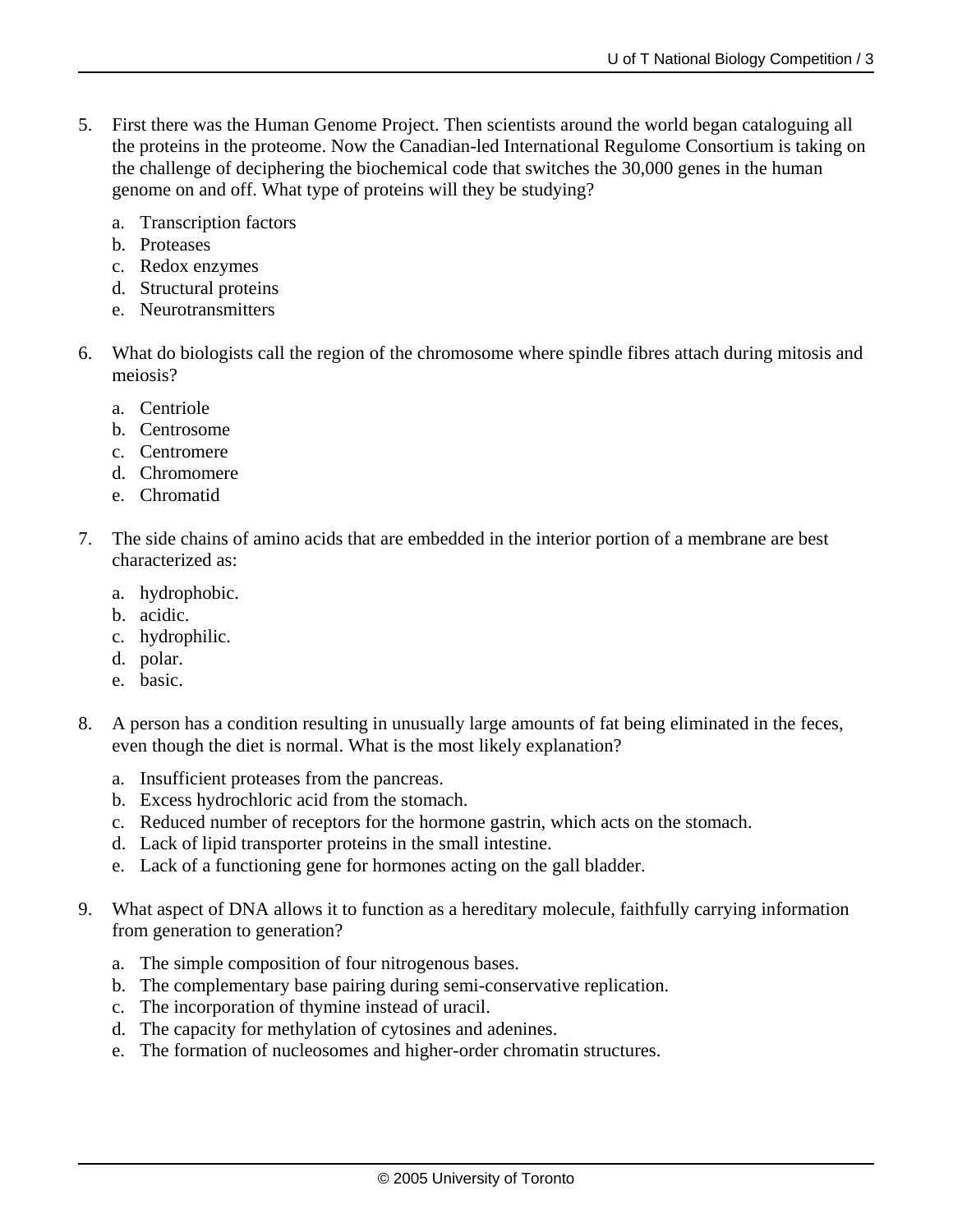5. First there was the Human Genome Project. Then scientists around the world began cataloguing all the proteins in the proteome. Now the Canadian-led International Regulome Consortium is taking on the challenge of deciphering the biochemical code that switches the 30,000 genes in the human genome on and off. What type of proteins will they be studying?

   a. Transcription factors
   b. Proteases
   c. Redox enzymes
   d. Structural proteins
   e. Neurotransmitters

6. What do biologists call the region of the chromosome where spindle fibres attach during mitosis and meiosis?

   a. Centriole
   b. Centrosome
   c. Centromere
   d. Chromomere
   e. Chromatid

7. The side chains of amino acids that are embedded in the interior portion of a membrane are best characterized as:

   a. hydrophobic.
   b. acidic.
   c. hydrophilic.
   d. polar.
   e. basic.

8. A person has a condition resulting in unusually large amounts of fat being eliminated in the feces, even though the diet is normal. What is the most likely explanation?

   a. Insufficient proteases from the pancreas.
   b. Excess hydrochloric acid from the stomach.
   c. Reduced number of receptors for the hormone gastrin, which acts on the stomach.
   d. Lack of lipid transporter proteins in the small intestine.
   e. Lack of a functioning gene for hormones acting on the gall bladder.

9. What aspect of DNA allows it to function as a hereditary molecule, faithfully carrying information from generation to generation?

   a. The simple composition of four nitrogenous bases.
   b. The complementary base pairing during semi-conservative replication.
   c. The incorporation of thymine instead of uracil.
   d. The capacity for methylation of cytosines and adenines.
   e. The formation of nucleosomes and higher-order chromatin structures.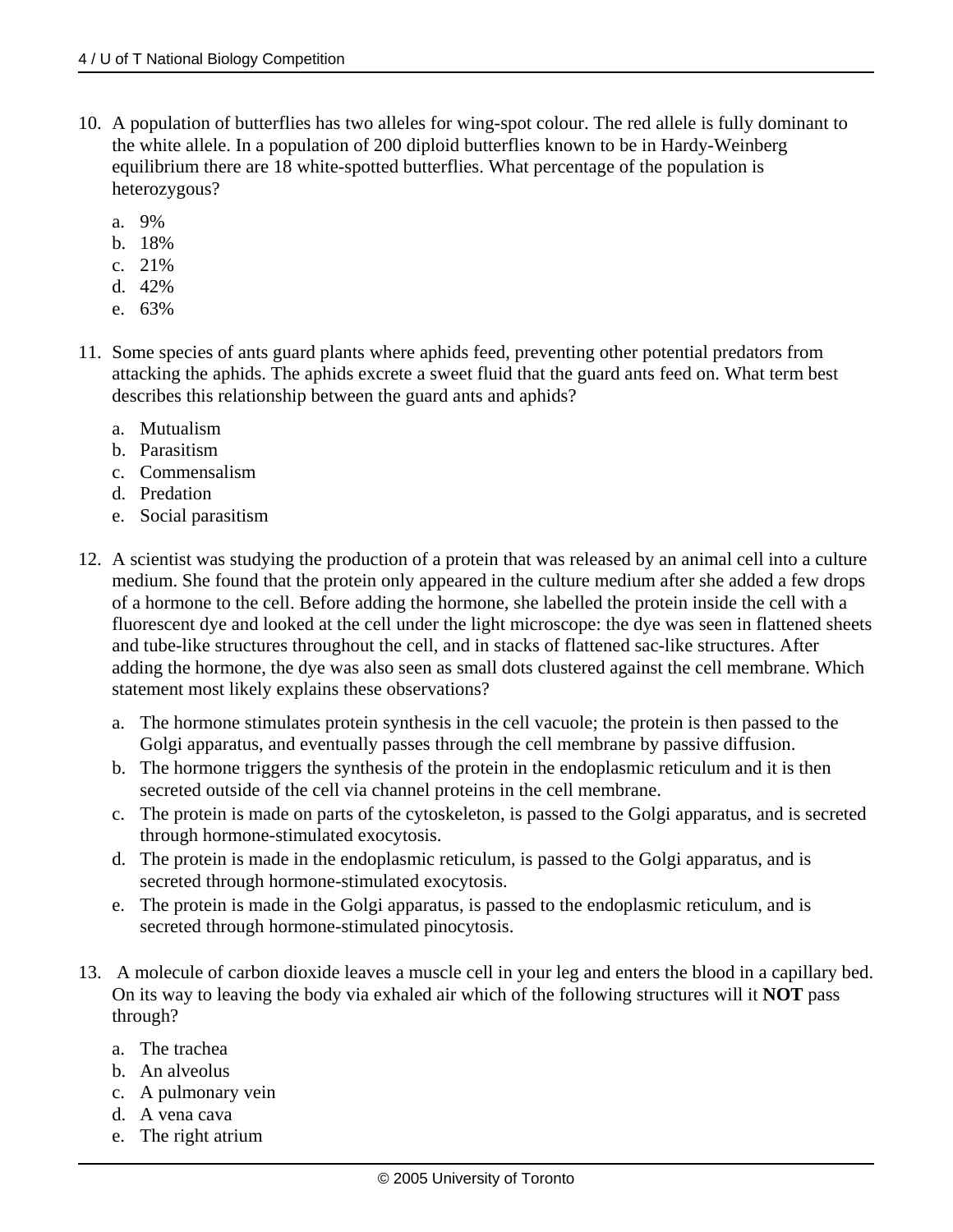10. A population of butterflies has two alleles for wing-spot colour. The red allele is fully dominant to the white allele. In a population of 200 diploid butterflies known to be in Hardy-Weinberg equilibrium there are 18 white-spotted butterflies. What percentage of the population is heterozygous?

    a. 9%
    b. 18%
    c. 21%
    d. 42%
    e. 63%

11. Some species of ants guard plants where aphids feed, preventing other potential predators from attacking the aphids. The aphids excrete a sweet fluid that the guard ants feed on. What term best describes this relationship between the guard ants and aphids?

    a. Mutualism
    b. Parasitism
    c. Commensalism
    d. Predation
    e. Social parasitism

12. A scientist was studying the production of a protein that was released by an animal cell into a culture medium. She found that the protein only appeared in the culture medium after she added a few drops of a hormone to the cell. Before adding the hormone, she labelled the protein inside the cell with a fluorescent dye and looked at the cell under the light microscope: the dye was seen in flattened sheets and tube-like structures throughout the cell, and in stacks of flattened sac-like structures. After adding the hormone, the dye was also seen as small dots clustered against the cell membrane. Which statement most likely explains these observations?

    a. The hormone stimulates protein synthesis in the cell vacuole; the protein is then passed to the Golgi apparatus, and eventually passes through the cell membrane by passive diffusion.
    b. The hormone triggers the synthesis of the protein in the endoplasmic reticulum and it is then secreted outside of the cell via channel proteins in the cell membrane.
    c. The protein is made on parts of the cytoskeleton, is passed to the Golgi apparatus, and is secreted through hormone-stimulated exocytosis.
    d. The protein is made in the endoplasmic reticulum, is passed to the Golgi apparatus, and is secreted through hormone-stimulated exocytosis.
    e. The protein is made in the Golgi apparatus, is passed to the endoplasmic reticulum, and is secreted through hormone-stimulated pinocytosis.

13. A molecule of carbon dioxide leaves a muscle cell in your leg and enters the blood in a capillary bed. On its way to leaving the body via exhaled air which of the following structures will it **NOT** pass through?

    a. The trachea
    b. An alveolus
    c. A pulmonary vein
    d. A vena cava
    e. The right atrium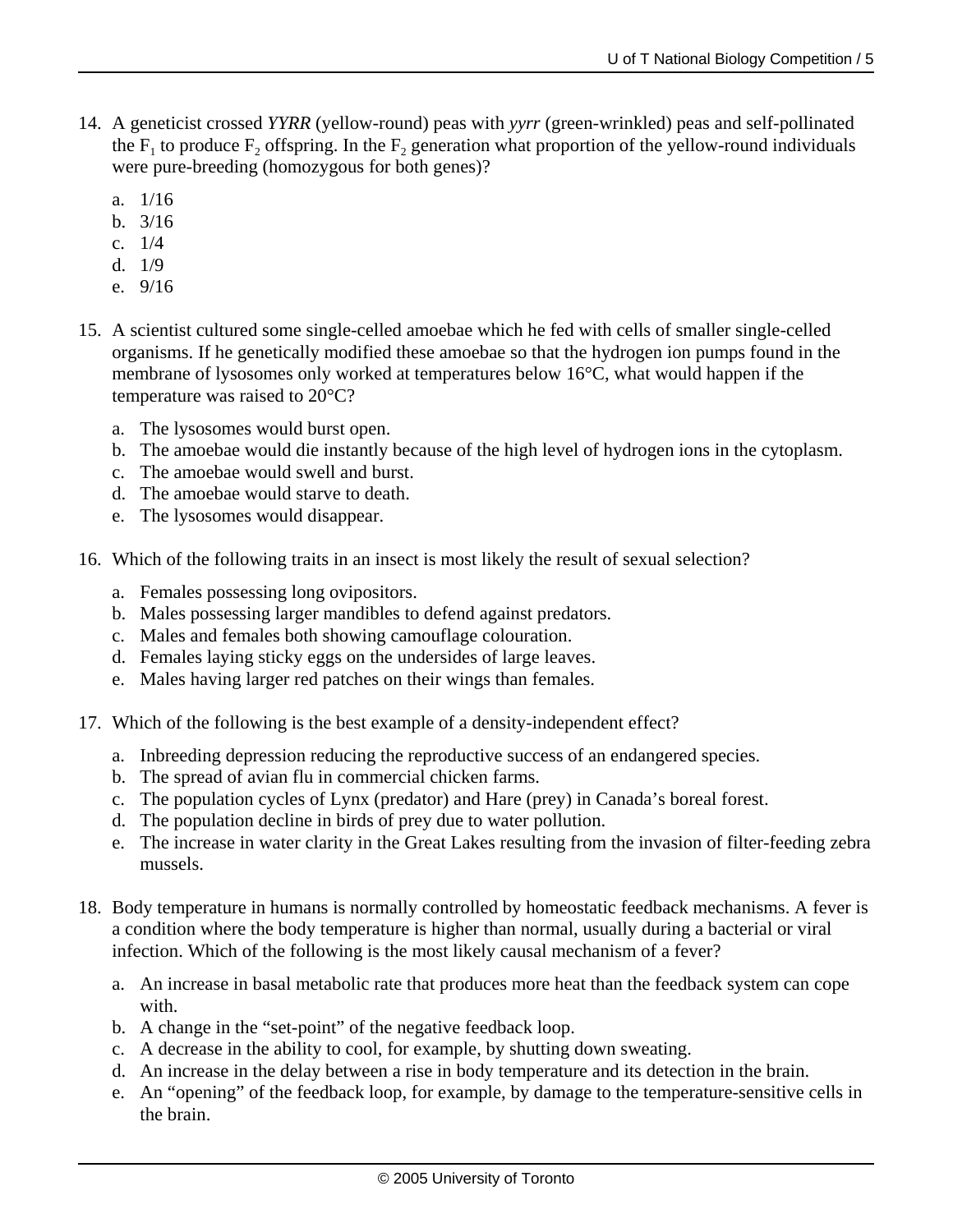14. A geneticist crossed *YYRR* (yellow-round) peas with *yyrr* (green-wrinkled) peas and self-pollinated the $F_1$ to produce $F_2$ offspring. In the $F_2$ generation what proportion of the yellow-round individuals were pure-breeding (homozygous for both genes)?

    a. 1/16
    b. 3/16
    c. 1/4
    d. 1/9
    e. 9/16

15. A scientist cultured some single-celled amoebae which he fed with cells of smaller single-celled organisms. If he genetically modified these amoebae so that the hydrogen ion pumps found in the membrane of lysosomes only worked at temperatures below 16°C, what would happen if the temperature was raised to 20°C?

    a. The lysosomes would burst open.
    b. The amoebae would die instantly because of the high level of hydrogen ions in the cytoplasm.
    c. The amoebae would swell and burst.
    d. The amoebae would starve to death.
    e. The lysosomes would disappear.

16. Which of the following traits in an insect is most likely the result of sexual selection?

    a. Females possessing long ovipositors.
    b. Males possessing larger mandibles to defend against predators.
    c. Males and females both showing camouflage colouration.
    d. Females laying sticky eggs on the undersides of large leaves.
    e. Males having larger red patches on their wings than females.

17. Which of the following is the best example of a density-independent effect?

    a. Inbreeding depression reducing the reproductive success of an endangered species.
    b. The spread of avian flu in commercial chicken farms.
    c. The population cycles of Lynx (predator) and Hare (prey) in Canada's boreal forest.
    d. The population decline in birds of prey due to water pollution.
    e. The increase in water clarity in the Great Lakes resulting from the invasion of filter-feeding zebra mussels.

18. Body temperature in humans is normally controlled by homeostatic feedback mechanisms. A fever is a condition where the body temperature is higher than normal, usually during a bacterial or viral infection. Which of the following is the most likely causal mechanism of a fever?

    a. An increase in basal metabolic rate that produces more heat than the feedback system can cope with.
    b. A change in the "set-point" of the negative feedback loop.
    c. A decrease in the ability to cool, for example, by shutting down sweating.
    d. An increase in the delay between a rise in body temperature and its detection in the brain.
    e. An "opening" of the feedback loop, for example, by damage to the temperature-sensitive cells in the brain.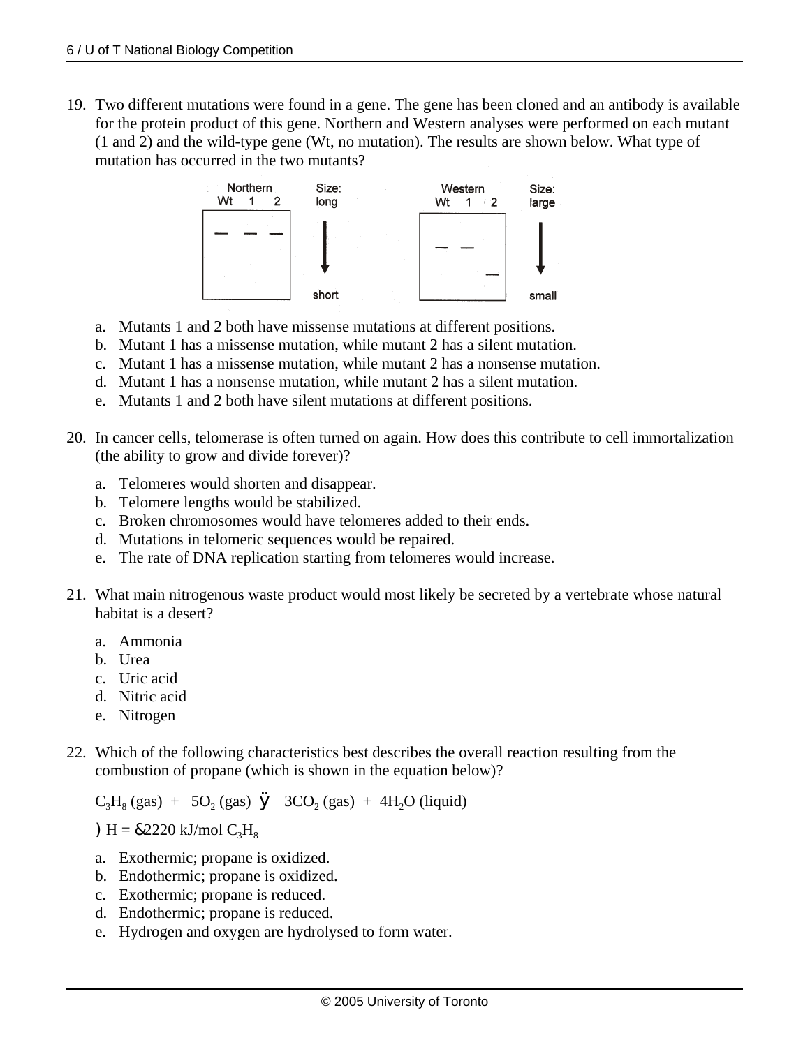19. Two different mutations were found in a gene. The gene has been cloned and an antibody is available for the protein product of this gene. Northern and Western analyses were performed on each mutant (1 and 2) and the wild-type gene (Wt, no mutation). The results are shown below. What type of mutation has occurred in the two mutants?

   a. Mutants 1 and 2 both have missense mutations at different positions.
   b. Mutant 1 has a missense mutation, while mutant 2 has a silent mutation.
   c. Mutant 1 has a missense mutation, while mutant 2 has a nonsense mutation.
   d. Mutant 1 has a nonsense mutation, while mutant 2 has a silent mutation.
   e. Mutants 1 and 2 both have silent mutations at different positions.

20. In cancer cells, telomerase is often turned on again. How does this contribute to cell immortalization (the ability to grow and divide forever)?

   a. Telomeres would shorten and disappear.
   b. Telomere lengths would be stabilized.
   c. Broken chromosomes would have telomeres added to their ends.
   d. Mutations in telomeric sequences would be repaired.
   e. The rate of DNA replication starting from telomeres would increase.

21. What main nitrogenous waste product would most likely be secreted by a vertebrate whose natural habitat is a desert?

   a. Ammonia
   b. Urea
   c. Uric acid
   d. Nitric acid
   e. Nitrogen

22. Which of the following characteristics best describes the overall reaction resulting from the combustion of propane (which is shown in the equation below)?

   $C_3H_8$ (gas) + $5O_2$ (gas) $\rightarrow$ $3CO_2$ (gas) + $4H_2O$ (liquid)

   $\Delta H = -2220$ kJ/mol $C_3H_8$

   a. Exothermic; propane is oxidized.
   b. Endothermic; propane is oxidized.
   c. Exothermic; propane is reduced.
   d. Endothermic; propane is reduced.
   e. Hydrogen and oxygen are hydrolysed to form water.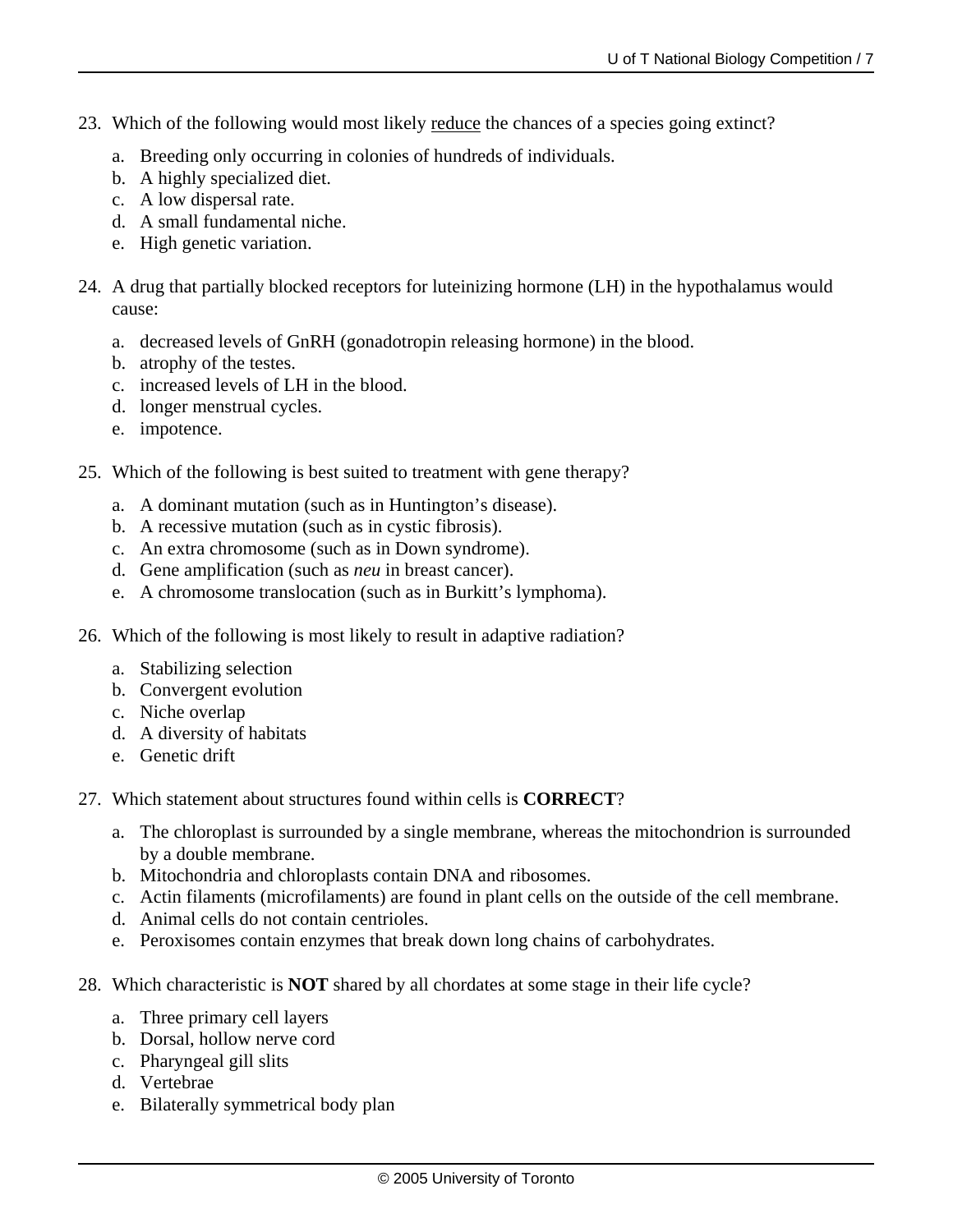23. Which of the following would most likely <u>reduce</u> the chances of a species going extinct?

    a. Breeding only occurring in colonies of hundreds of individuals.
    b. A highly specialized diet.
    c. A low dispersal rate.
    d. A small fundamental niche.
    e. High genetic variation.

24. A drug that partially blocked receptors for luteinizing hormone (LH) in the hypothalamus would cause:

    a. decreased levels of GnRH (gonadotropin releasing hormone) in the blood.
    b. atrophy of the testes.
    c. increased levels of LH in the blood.
    d. longer menstrual cycles.
    e. impotence.

25. Which of the following is best suited to treatment with gene therapy?

    a. A dominant mutation (such as in Huntington's disease).
    b. A recessive mutation (such as in cystic fibrosis).
    c. An extra chromosome (such as in Down syndrome).
    d. Gene amplification (such as *neu* in breast cancer).
    e. A chromosome translocation (such as in Burkitt's lymphoma).

26. Which of the following is most likely to result in adaptive radiation?

    a. Stabilizing selection
    b. Convergent evolution
    c. Niche overlap
    d. A diversity of habitats
    e. Genetic drift

27. Which statement about structures found within cells is **CORRECT**?

    a. The chloroplast is surrounded by a single membrane, whereas the mitochondrion is surrounded by a double membrane.
    b. Mitochondria and chloroplasts contain DNA and ribosomes.
    c. Actin filaments (microfilaments) are found in plant cells on the outside of the cell membrane.
    d. Animal cells do not contain centrioles.
    e. Peroxisomes contain enzymes that break down long chains of carbohydrates.

28. Which characteristic is **NOT** shared by all chordates at some stage in their life cycle?

    a. Three primary cell layers
    b. Dorsal, hollow nerve cord
    c. Pharyngeal gill slits
    d. Vertebrae
    e. Bilaterally symmetrical body plan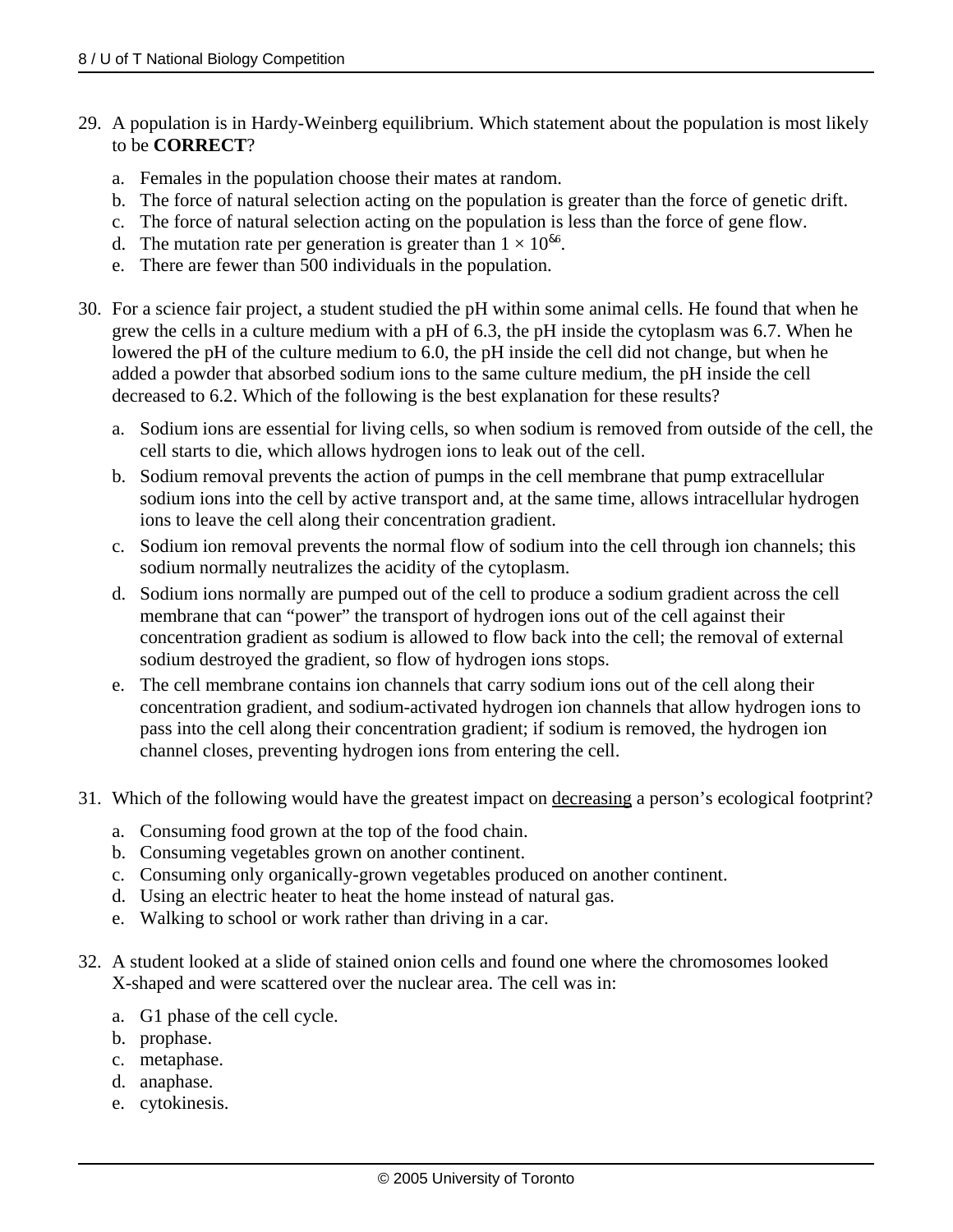29. A population is in Hardy-Weinberg equilibrium. Which statement about the population is most likely to be **CORRECT**?

    a. Females in the population choose their mates at random.
    b. The force of natural selection acting on the population is greater than the force of genetic drift.
    c. The force of natural selection acting on the population is less than the force of gene flow.
    d. The mutation rate per generation is greater than $1 \times 10^{-6}$.
    e. There are fewer than 500 individuals in the population.

30. For a science fair project, a student studied the pH within some animal cells. He found that when he grew the cells in a culture medium with a pH of 6.3, the pH inside the cytoplasm was 6.7. When he lowered the pH of the culture medium to 6.0, the pH inside the cell did not change, but when he added a powder that absorbed sodium ions to the same culture medium, the pH inside the cell decreased to 6.2. Which of the following is the best explanation for these results?

    a. Sodium ions are essential for living cells, so when sodium is removed from outside of the cell, the cell starts to die, which allows hydrogen ions to leak out of the cell.
    b. Sodium removal prevents the action of pumps in the cell membrane that pump extracellular sodium ions into the cell by active transport and, at the same time, allows intracellular hydrogen ions to leave the cell along their concentration gradient.
    c. Sodium ion removal prevents the normal flow of sodium into the cell through ion channels; this sodium normally neutralizes the acidity of the cytoplasm.
    d. Sodium ions normally are pumped out of the cell to produce a sodium gradient across the cell membrane that can "power" the transport of hydrogen ions out of the cell against their concentration gradient as sodium is allowed to flow back into the cell; the removal of external sodium destroyed the gradient, so flow of hydrogen ions stops.
    e. The cell membrane contains ion channels that carry sodium ions out of the cell along their concentration gradient, and sodium-activated hydrogen ion channels that allow hydrogen ions to pass into the cell along their concentration gradient; if sodium is removed, the hydrogen ion channel closes, preventing hydrogen ions from entering the cell.

31. Which of the following would have the greatest impact on decreasing a person's ecological footprint?

    a. Consuming food grown at the top of the food chain.
    b. Consuming vegetables grown on another continent.
    c. Consuming only organically-grown vegetables produced on another continent.
    d. Using an electric heater to heat the home instead of natural gas.
    e. Walking to school or work rather than driving in a car.

32. A student looked at a slide of stained onion cells and found one where the chromosomes looked X-shaped and were scattered over the nuclear area. The cell was in:

    a. G1 phase of the cell cycle.
    b. prophase.
    c. metaphase.
    d. anaphase.
    e. cytokinesis.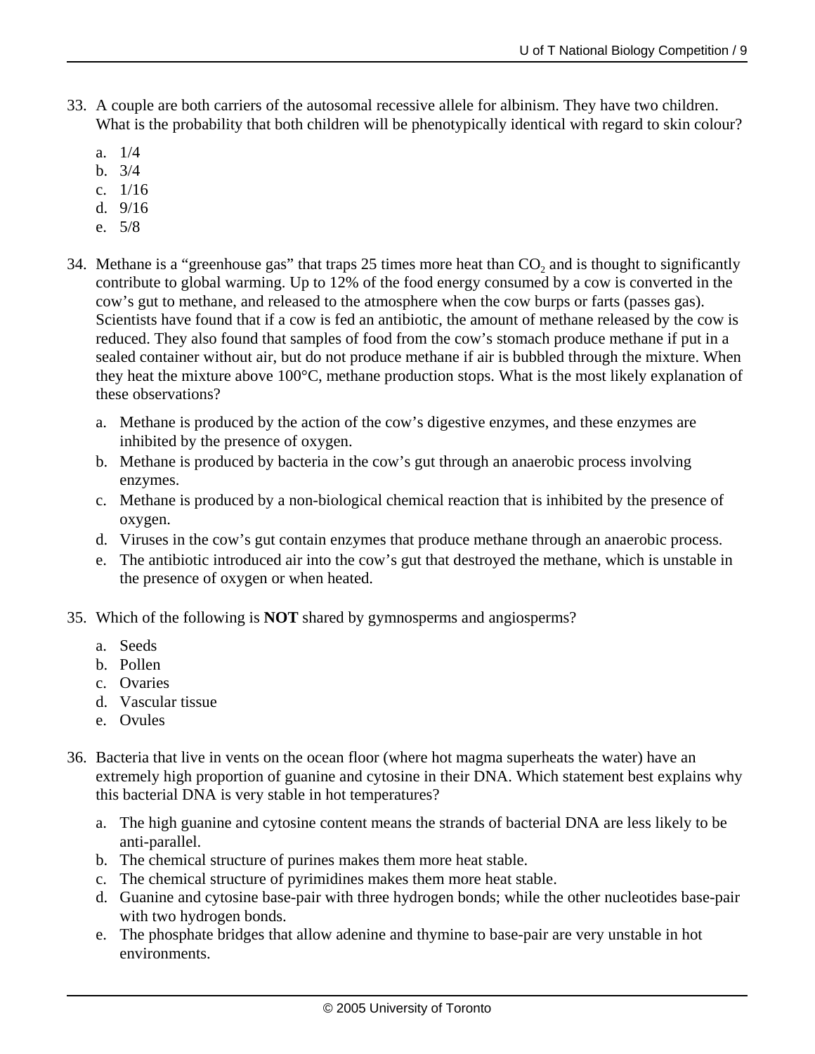33. A couple are both carriers of the autosomal recessive allele for albinism. They have two children. What is the probability that both children will be phenotypically identical with regard to skin colour?

    a. 1/4
    b. 3/4
    c. 1/16
    d. 9/16
    e. 5/8

34. Methane is a “greenhouse gas” that traps 25 times more heat than $CO_2$ and is thought to significantly contribute to global warming. Up to 12% of the food energy consumed by a cow is converted in the cow’s gut to methane, and released to the atmosphere when the cow burps or farts (passes gas). Scientists have found that if a cow is fed an antibiotic, the amount of methane released by the cow is reduced. They also found that samples of food from the cow’s stomach produce methane if put in a sealed container without air, but do not produce methane if air is bubbled through the mixture. When they heat the mixture above 100°C, methane production stops. What is the most likely explanation of these observations?

    a. Methane is produced by the action of the cow’s digestive enzymes, and these enzymes are inhibited by the presence of oxygen.
    b. Methane is produced by bacteria in the cow’s gut through an anaerobic process involving enzymes.
    c. Methane is produced by a non-biological chemical reaction that is inhibited by the presence of oxygen.
    d. Viruses in the cow’s gut contain enzymes that produce methane through an anaerobic process.
    e. The antibiotic introduced air into the cow’s gut that destroyed the methane, which is unstable in the presence of oxygen or when heated.

35. Which of the following is **NOT** shared by gymnosperms and angiosperms?

    a. Seeds
    b. Pollen
    c. Ovaries
    d. Vascular tissue
    e. Ovules

36. Bacteria that live in vents on the ocean floor (where hot magma superheats the water) have an extremely high proportion of guanine and cytosine in their DNA. Which statement best explains why this bacterial DNA is very stable in hot temperatures?

    a. The high guanine and cytosine content means the strands of bacterial DNA are less likely to be anti-parallel.
    b. The chemical structure of purines makes them more heat stable.
    c. The chemical structure of pyrimidines makes them more heat stable.
    d. Guanine and cytosine base-pair with three hydrogen bonds; while the other nucleotides base-pair with two hydrogen bonds.
    e. The phosphate bridges that allow adenine and thymine to base-pair are very unstable in hot environments.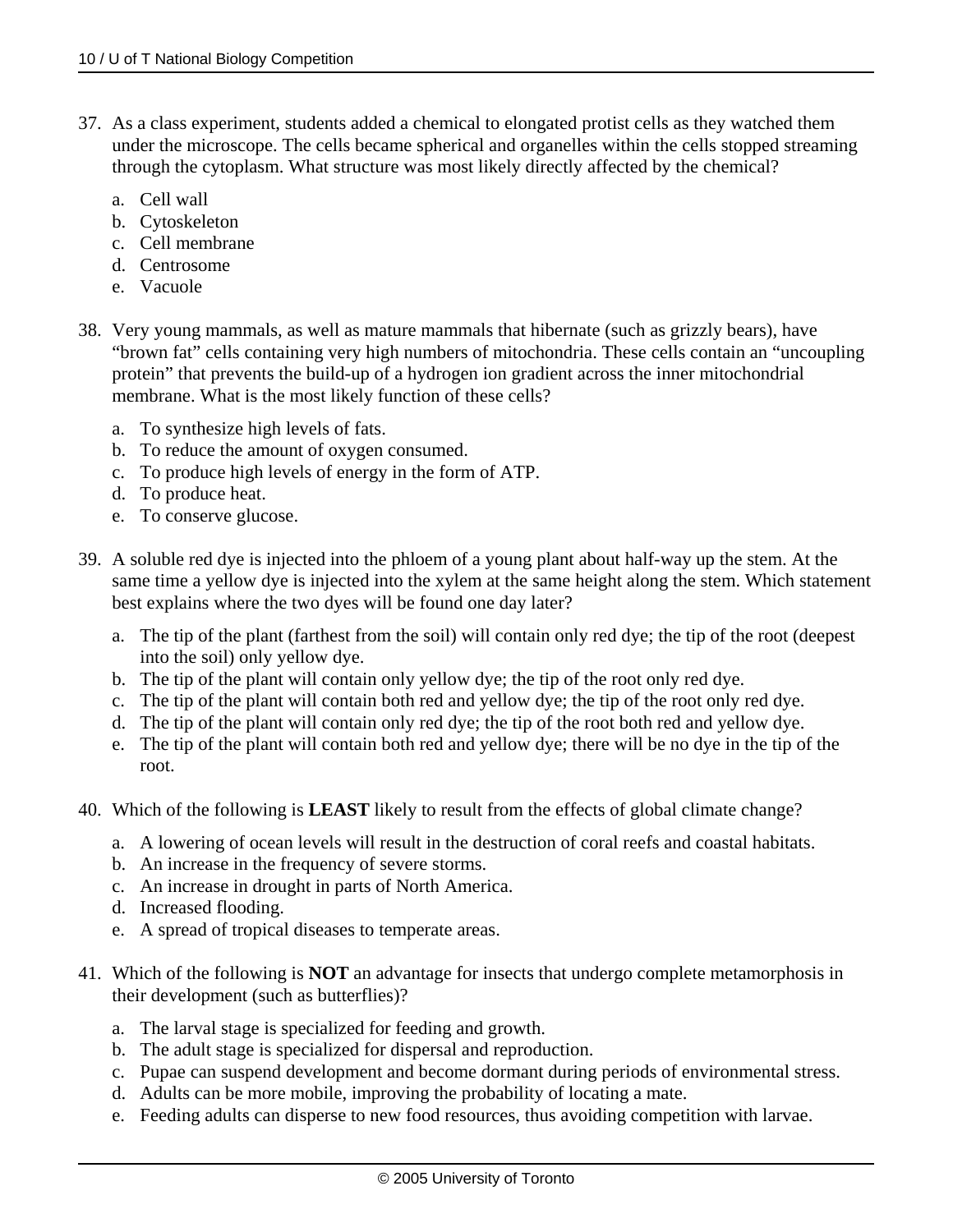37. As a class experiment, students added a chemical to elongated protist cells as they watched them under the microscope. The cells became spherical and organelles within the cells stopped streaming through the cytoplasm. What structure was most likely directly affected by the chemical?

    a. Cell wall
    b. Cytoskeleton
    c. Cell membrane
    d. Centrosome
    e. Vacuole

38. Very young mammals, as well as mature mammals that hibernate (such as grizzly bears), have "brown fat" cells containing very high numbers of mitochondria. These cells contain an "uncoupling protein" that prevents the build-up of a hydrogen ion gradient across the inner mitochondrial membrane. What is the most likely function of these cells?

    a. To synthesize high levels of fats.
    b. To reduce the amount of oxygen consumed.
    c. To produce high levels of energy in the form of ATP.
    d. To produce heat.
    e. To conserve glucose.

39. A soluble red dye is injected into the phloem of a young plant about half-way up the stem. At the same time a yellow dye is injected into the xylem at the same height along the stem. Which statement best explains where the two dyes will be found one day later?

    a. The tip of the plant (farthest from the soil) will contain only red dye; the tip of the root (deepest into the soil) only yellow dye.
    b. The tip of the plant will contain only yellow dye; the tip of the root only red dye.
    c. The tip of the plant will contain both red and yellow dye; the tip of the root only red dye.
    d. The tip of the plant will contain only red dye; the tip of the root both red and yellow dye.
    e. The tip of the plant will contain both red and yellow dye; there will be no dye in the tip of the root.

40. Which of the following is **LEAST** likely to result from the effects of global climate change?

    a. A lowering of ocean levels will result in the destruction of coral reefs and coastal habitats.
    b. An increase in the frequency of severe storms.
    c. An increase in drought in parts of North America.
    d. Increased flooding.
    e. A spread of tropical diseases to temperate areas.

41. Which of the following is **NOT** an advantage for insects that undergo complete metamorphosis in their development (such as butterflies)?

    a. The larval stage is specialized for feeding and growth.
    b. The adult stage is specialized for dispersal and reproduction.
    c. Pupae can suspend development and become dormant during periods of environmental stress.
    d. Adults can be more mobile, improving the probability of locating a mate.
    e. Feeding adults can disperse to new food resources, thus avoiding competition with larvae.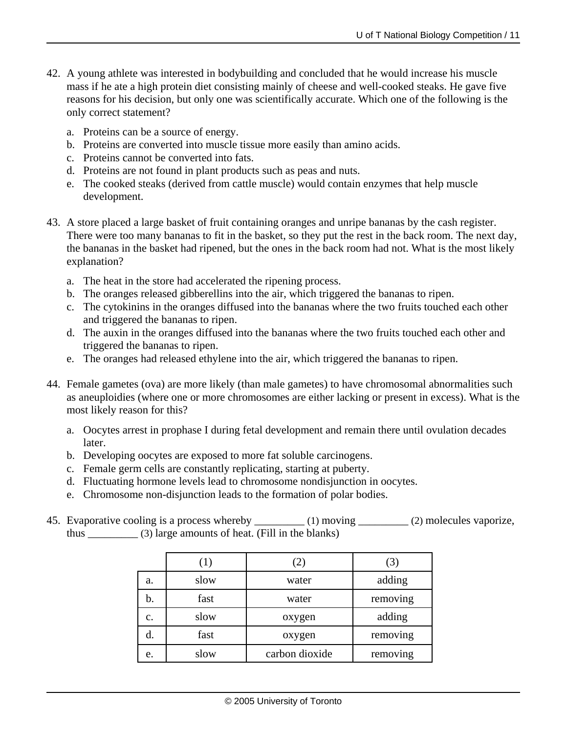42. A young athlete was interested in bodybuilding and concluded that he would increase his muscle mass if he ate a high protein diet consisting mainly of cheese and well-cooked steaks. He gave five reasons for his decision, but only one was scientifically accurate. Which one of the following is the only correct statement?

    a. Proteins can be a source of energy.
    b. Proteins are converted into muscle tissue more easily than amino acids.
    c. Proteins cannot be converted into fats.
    d. Proteins are not found in plant products such as peas and nuts.
    e. The cooked steaks (derived from cattle muscle) would contain enzymes that help muscle development.

43. A store placed a large basket of fruit containing oranges and unripe bananas by the cash register. There were too many bananas to fit in the basket, so they put the rest in the back room. The next day, the bananas in the basket had ripened, but the ones in the back room had not. What is the most likely explanation?

    a. The heat in the store had accelerated the ripening process.
    b. The oranges released gibberellins into the air, which triggered the bananas to ripen.
    c. The cytokinins in the oranges diffused into the bananas where the two fruits touched each other and triggered the bananas to ripen.
    d. The auxin in the oranges diffused into the bananas where the two fruits touched each other and triggered the bananas to ripen.
    e. The oranges had released ethylene into the air, which triggered the bananas to ripen.

44. Female gametes (ova) are more likely (than male gametes) to have chromosomal abnormalities such as aneuploidies (where one or more chromosomes are either lacking or present in excess). What is the most likely reason for this?

    a. Oocytes arrest in prophase I during fetal development and remain there until ovulation decades later.
    b. Developing oocytes are exposed to more fat soluble carcinogens.
    c. Female germ cells are constantly replicating, starting at puberty.
    d. Fluctuating hormone levels lead to chromosome nondisjunction in oocytes.
    e. Chromosome non-disjunction leads to the formation of polar bodies.

45. Evaporative cooling is a process whereby _________ (1) moving _________ (2) molecules vaporize, thus _________ (3) large amounts of heat. (Fill in the blanks)

|  | (1) | (2) | (3) |
|---|---|---|---|
| a. | slow | water | adding |
| b. | fast | water | removing |
| c. | slow | oxygen | adding |
| d. | fast | oxygen | removing |
| e. | slow | carbon dioxide | removing |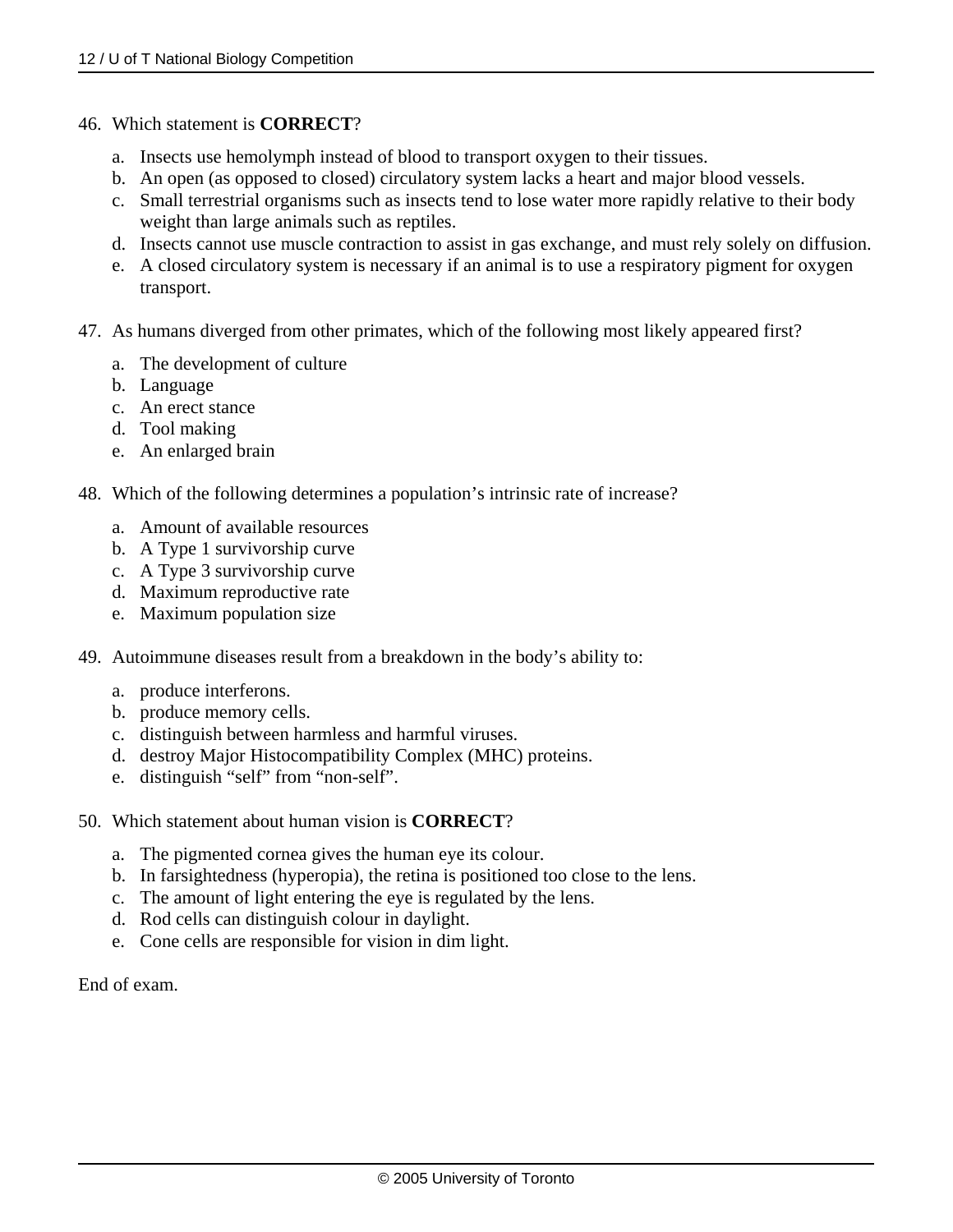46. Which statement is **CORRECT**?

    a. Insects use hemolymph instead of blood to transport oxygen to their tissues.
    b. An open (as opposed to closed) circulatory system lacks a heart and major blood vessels.
    c. Small terrestrial organisms such as insects tend to lose water more rapidly relative to their body weight than large animals such as reptiles.
    d. Insects cannot use muscle contraction to assist in gas exchange, and must rely solely on diffusion.
    e. A closed circulatory system is necessary if an animal is to use a respiratory pigment for oxygen transport.

47. As humans diverged from other primates, which of the following most likely appeared first?

    a. The development of culture
    b. Language
    c. An erect stance
    d. Tool making
    e. An enlarged brain

48. Which of the following determines a population's intrinsic rate of increase?

    a. Amount of available resources
    b. A Type 1 survivorship curve
    c. A Type 3 survivorship curve
    d. Maximum reproductive rate
    e. Maximum population size

49. Autoimmune diseases result from a breakdown in the body's ability to:

    a. produce interferons.
    b. produce memory cells.
    c. distinguish between harmless and harmful viruses.
    d. destroy Major Histocompatibility Complex (MHC) proteins.
    e. distinguish "self" from "non-self".

50. Which statement about human vision is **CORRECT**?

    a. The pigmented cornea gives the human eye its colour.
    b. In farsightedness (hyperopia), the retina is positioned too close to the lens.
    c. The amount of light entering the eye is regulated by the lens.
    d. Rod cells can distinguish colour in daylight.
    e. Cone cells are responsible for vision in dim light.

End of exam.

© 2005 University of Toronto